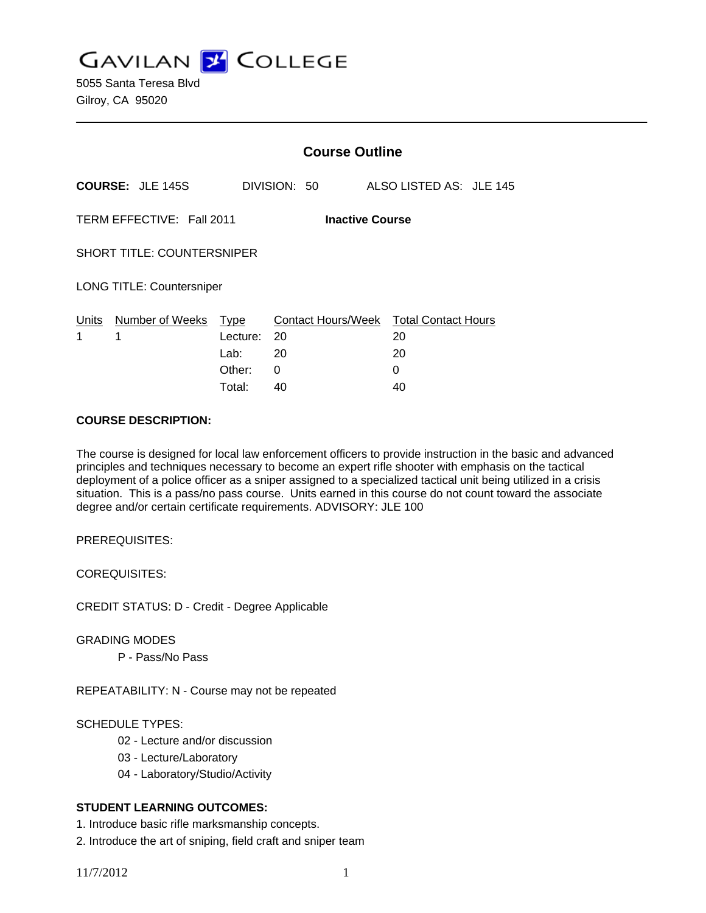# GAVILAN COLLEGE

5055 Santa Teresa Blvd
Gilroy, CA 95020

---

## Course Outline

**COURSE:** JLE 145S DIVISION: 50 ALSO LISTED AS: JLE 145

TERM EFFECTIVE: Fall 2011 **Inactive Course**

SHORT TITLE: COUNTERSNIPER

LONG TITLE: Countersniper

| Units | Number of Weeks | Type | Contact Hours/Week | Total Contact Hours |
|---|---|---|---|---|
| 1 | 1 | Lecture: | 20 | 20 |
| | | Lab: | 20 | 20 |
| | | Other: | 0 | 0 |
| | | Total: | 40 | 40 |

**COURSE DESCRIPTION:**

The course is designed for local law enforcement officers to provide instruction in the basic and advanced principles and techniques necessary to become an expert rifle shooter with emphasis on the tactical deployment of a police officer as a sniper assigned to a specialized tactical unit being utilized in a crisis situation. This is a pass/no pass course. Units earned in this course do not count toward the associate degree and/or certain certificate requirements. ADVISORY: JLE 100

PREREQUISITES:

COREQUISITES:

CREDIT STATUS: D - Credit - Degree Applicable

GRADING MODES

P - Pass/No Pass

REPEATABILITY: N - Course may not be repeated

SCHEDULE TYPES:

02 - Lecture and/or discussion
03 - Lecture/Laboratory
04 - Laboratory/Studio/Activity

**STUDENT LEARNING OUTCOMES:**

1. Introduce basic rifle marksmanship concepts.
2. Introduce the art of sniping, field craft and sniper team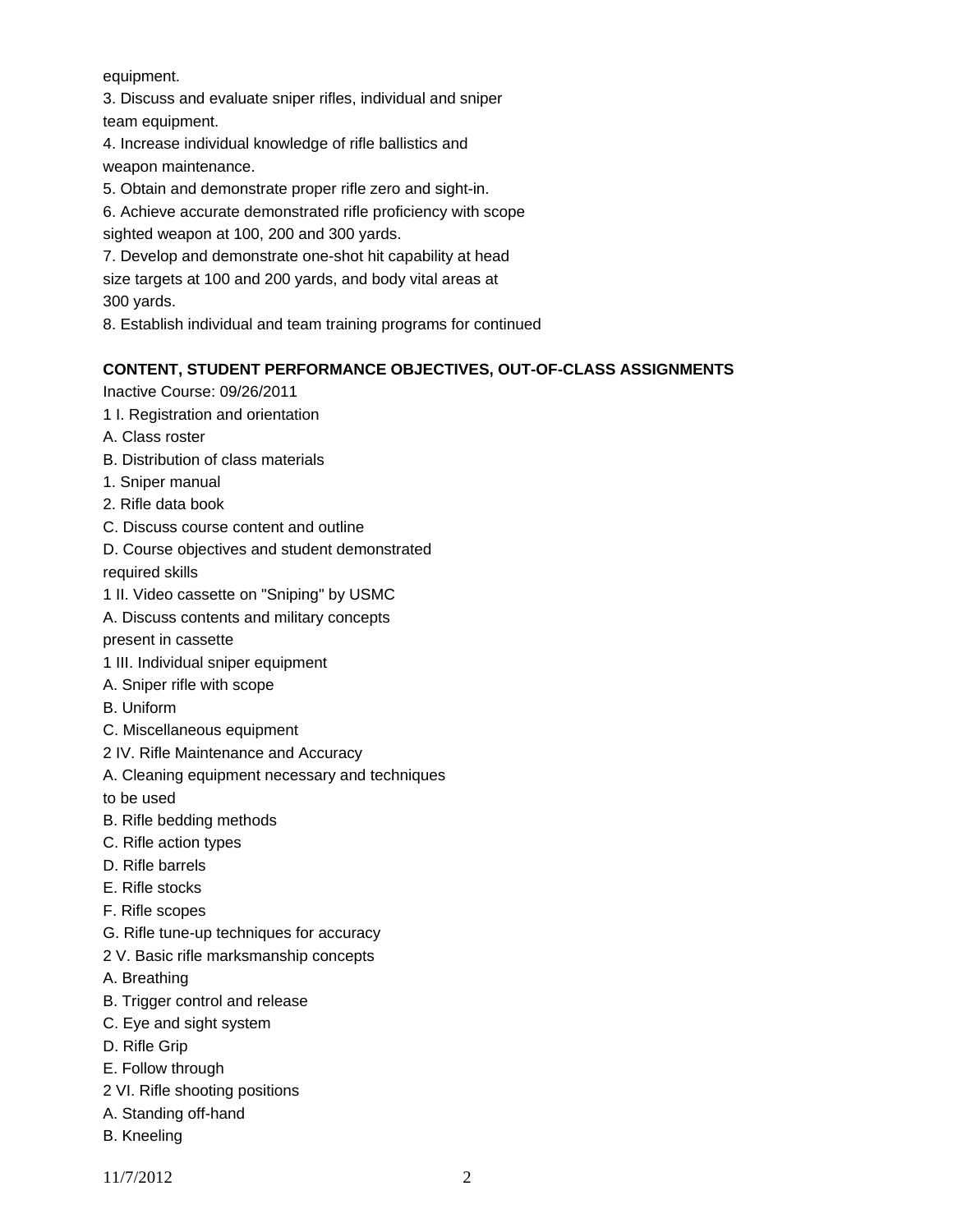equipment.

3. Discuss and evaluate sniper rifles, individual and sniper team equipment.
4. Increase individual knowledge of rifle ballistics and weapon maintenance.
5. Obtain and demonstrate proper rifle zero and sight-in.
6. Achieve accurate demonstrated rifle proficiency with scope sighted weapon at 100, 200 and 300 yards.
7. Develop and demonstrate one-shot hit capability at head size targets at 100 and 200 yards, and body vital areas at 300 yards.
8. Establish individual and team training programs for continued

**CONTENT, STUDENT PERFORMANCE OBJECTIVES, OUT-OF-CLASS ASSIGNMENTS**

Inactive Course: 09/26/2011

1 I. Registration and orientation

A. Class roster

B. Distribution of class materials

1. Sniper manual

2. Rifle data book

C. Discuss course content and outline

D. Course objectives and student demonstrated required skills

1 II. Video cassette on "Sniping" by USMC

A. Discuss contents and military concepts present in cassette

1 III. Individual sniper equipment

A. Sniper rifle with scope

B. Uniform

C. Miscellaneous equipment

2 IV. Rifle Maintenance and Accuracy

A. Cleaning equipment necessary and techniques to be used

B. Rifle bedding methods

C. Rifle action types

D. Rifle barrels

E. Rifle stocks

F. Rifle scopes

G. Rifle tune-up techniques for accuracy

2 V. Basic rifle marksmanship concepts

A. Breathing

B. Trigger control and release

C. Eye and sight system

D. Rifle Grip

E. Follow through

2 VI. Rifle shooting positions

A. Standing off-hand

B. Kneeling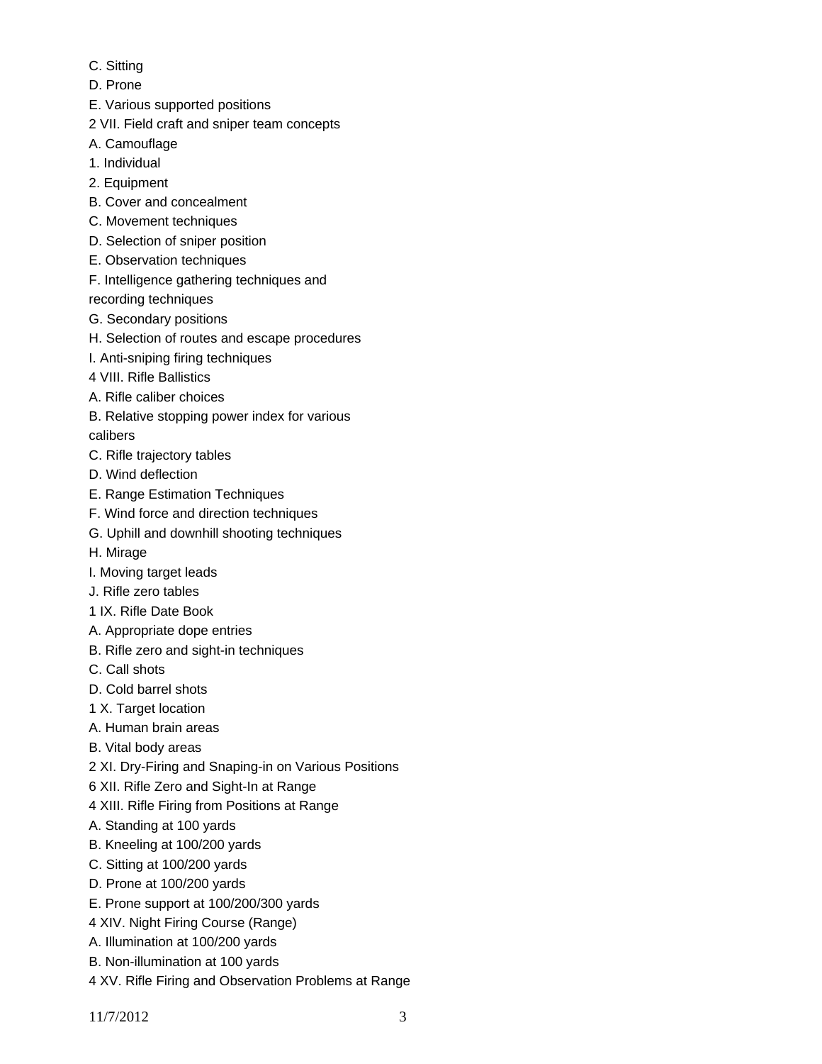C. Sitting

D. Prone

E. Various supported positions

2 VII. Field craft and sniper team concepts

A. Camouflage

1. Individual

2. Equipment

B. Cover and concealment

C. Movement techniques

D. Selection of sniper position

E. Observation techniques

F. Intelligence gathering techniques and recording techniques

G. Secondary positions

H. Selection of routes and escape procedures

I. Anti-sniping firing techniques

4 VIII. Rifle Ballistics

A. Rifle caliber choices

B. Relative stopping power index for various calibers

C. Rifle trajectory tables

D. Wind deflection

E. Range Estimation Techniques

F. Wind force and direction techniques

G. Uphill and downhill shooting techniques

H. Mirage

I. Moving target leads

J. Rifle zero tables

1 IX. Rifle Date Book

A. Appropriate dope entries

B. Rifle zero and sight-in techniques

C. Call shots

D. Cold barrel shots

1 X. Target location

A. Human brain areas

B. Vital body areas

2 XI. Dry-Firing and Snaping-in on Various Positions

6 XII. Rifle Zero and Sight-In at Range

4 XIII. Rifle Firing from Positions at Range

A. Standing at 100 yards

B. Kneeling at 100/200 yards

C. Sitting at 100/200 yards

D. Prone at 100/200 yards

E. Prone support at 100/200/300 yards

4 XIV. Night Firing Course (Range)

A. Illumination at 100/200 yards

B. Non-illumination at 100 yards

4 XV. Rifle Firing and Observation Problems at Range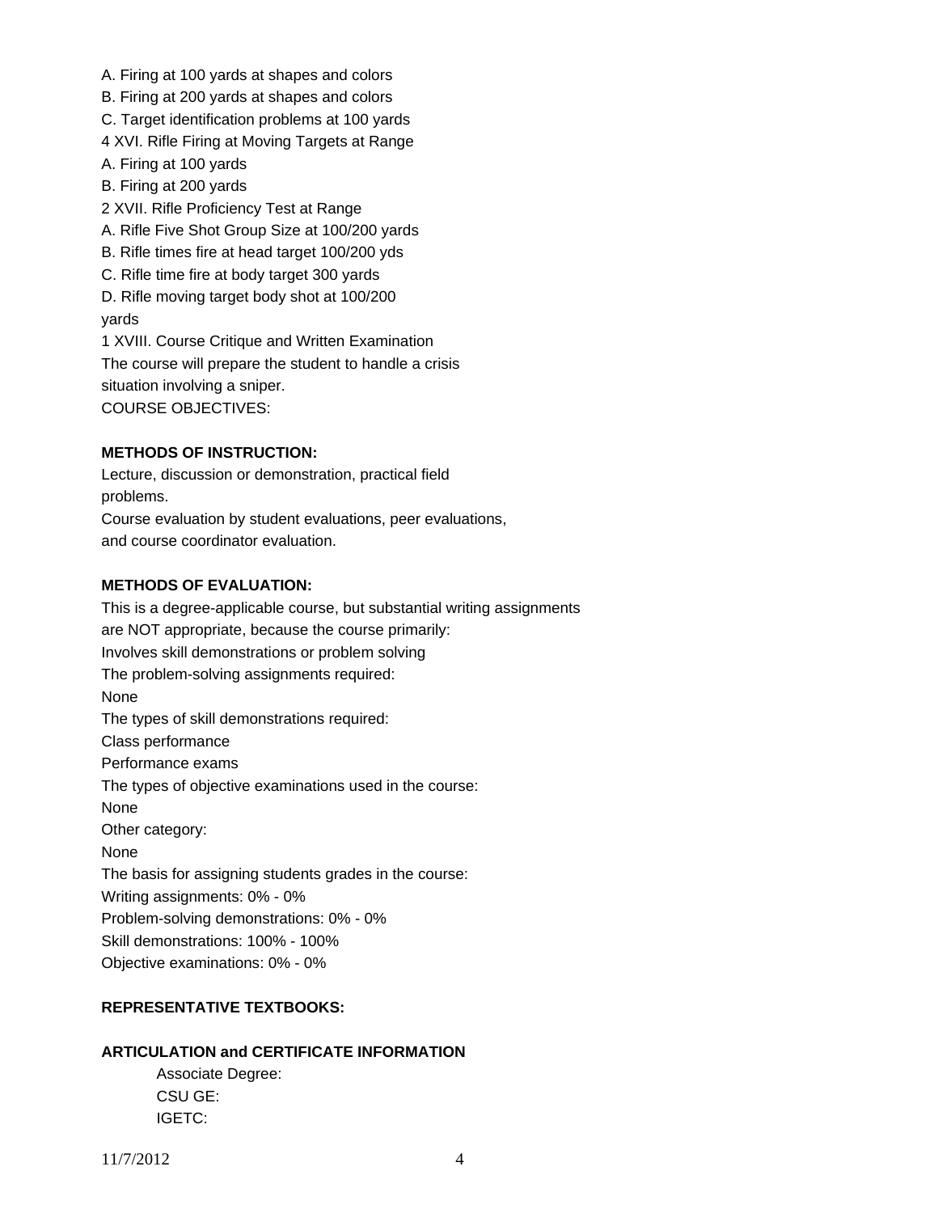A. Firing at 100 yards at shapes and colors
B. Firing at 200 yards at shapes and colors
C. Target identification problems at 100 yards
4 XVI. Rifle Firing at Moving Targets at Range
A. Firing at 100 yards
B. Firing at 200 yards
2 XVII. Rifle Proficiency Test at Range
A. Rifle Five Shot Group Size at 100/200 yards
B. Rifle times fire at head target 100/200 yds
C. Rifle time fire at body target 300 yards
D. Rifle moving target body shot at 100/200 yards
1 XVIII. Course Critique and Written Examination
The course will prepare the student to handle a crisis situation involving a sniper.
COURSE OBJECTIVES:

**METHODS OF INSTRUCTION:**

Lecture, discussion or demonstration, practical field problems.
Course evaluation by student evaluations, peer evaluations, and course coordinator evaluation.

**METHODS OF EVALUATION:**

This is a degree-applicable course, but substantial writing assignments are NOT appropriate, because the course primarily:
Involves skill demonstrations or problem solving
The problem-solving assignments required:
None
The types of skill demonstrations required:
Class performance
Performance exams
The types of objective examinations used in the course:
None
Other category:
None
The basis for assigning students grades in the course:
Writing assignments: 0% - 0%
Problem-solving demonstrations: 0% - 0%
Skill demonstrations: 100% - 100%
Objective examinations: 0% - 0%

**REPRESENTATIVE TEXTBOOKS:**

**ARTICULATION and CERTIFICATE INFORMATION**

Associate Degree:
CSU GE:
IGETC:

11/7/2012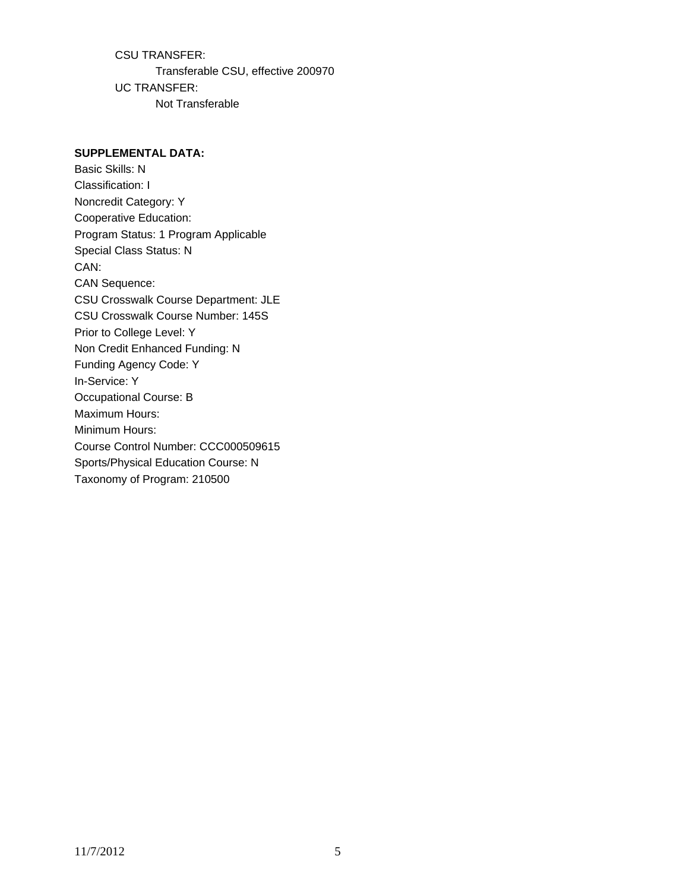CSU TRANSFER:

Transferable CSU, effective 200970

UC TRANSFER:

Not Transferable

**SUPPLEMENTAL DATA:**

Basic Skills: N
Classification: I
Noncredit Category: Y
Cooperative Education:
Program Status: 1 Program Applicable
Special Class Status: N
CAN:
CAN Sequence:
CSU Crosswalk Course Department: JLE
CSU Crosswalk Course Number: 145S
Prior to College Level: Y
Non Credit Enhanced Funding: N
Funding Agency Code: Y
In-Service: Y
Occupational Course: B
Maximum Hours:
Minimum Hours:
Course Control Number: CCC000509615
Sports/Physical Education Course: N
Taxonomy of Program: 210500